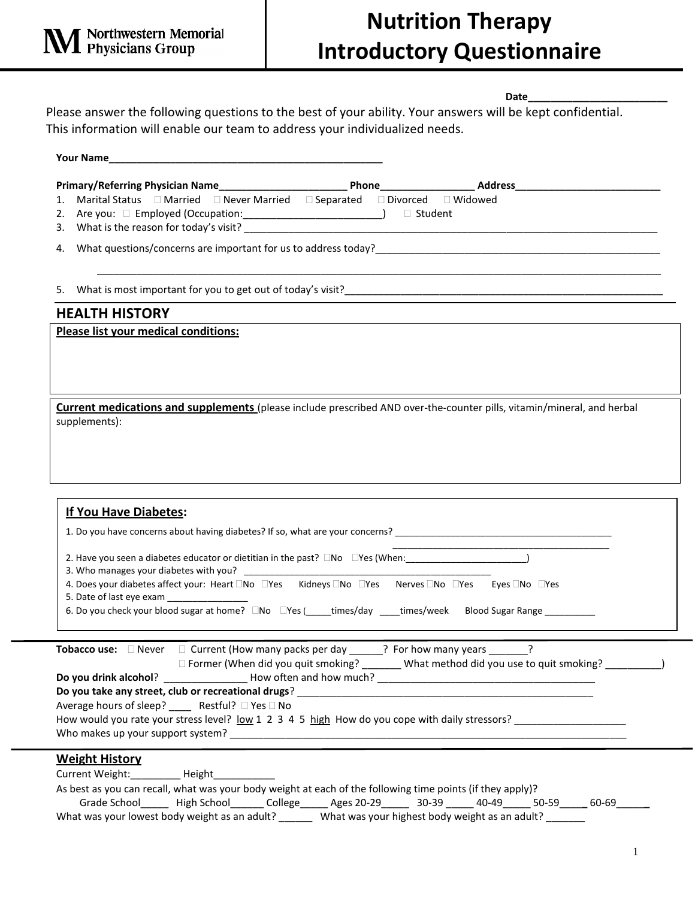Northwestern Memorial Physicians Group

# Nutrition Therapy Introductory Questionnaire

**Date**________________________

Please answer the following questions to the best of your ability. Your answers will be kept confidential. This information will enable our team to address your individualized needs.

**Your Name**_________________________________________________

**Primary/Referring Physician Name**______________________ **Phone**________________ **Address**_________________________

1. Marital Status ☐ Married ☐ Never Married ☐ Separated ☐ Divorced ☐ Widowed
2. Are you: ☐ Employed (Occupation:_________________________) ☐ Student
3. What is the reason for today's visit? ___________________________________________________________________________
4. What questions/concerns are important for us to address today?____________________________________________________

   ________________________________________________________________________________________________________
5. What is most important for you to get out of today's visit?_____________________________________________________________

## HEALTH HISTORY

**Please list your medical conditions:**

**Current medications and supplements** (please include prescribed AND over-the-counter pills, vitamin/mineral, and herbal supplements):

### If You Have Diabetes:

1. Do you have concerns about having diabetes? If so, what are your concerns? _________________________________________

   _________________________________________
2. Have you seen a diabetes educator or dietitian in the past? ☐No ☐Yes (When:_______________________)
3. Who manages your diabetes with you? _______________________________________________
4. Does your diabetes affect your: Heart ☐No ☐Yes Kidneys ☐No ☐Yes Nerves ☐No ☐Yes Eyes ☐No ☐Yes
5. Date of last eye exam _______________
6. Do you check your blood sugar at home? ☐No ☐Yes (_____times/day ____times/week Blood Sugar Range __________

**Tobacco use:** ☐ Never ☐ Current (How many packs per day ______? For how many years _______?
☐ Former (When did you quit smoking? _______ What method did you use to quit smoking? __________)

**Do you drink alcohol**? ______________ How often and how much? ______________________________________

**Do you take any street, club or recreational drugs**? ______________________________________________________

Average hours of sleep? ____ Restful? ☐ Yes ☐ No

How would you rate your stress level? low 1 2 3 4 5 high How do you cope with daily stressors? ____________________

Who makes up your support system? ___________________________________________________________________________

### Weight History

Current Weight:_________ Height___________

As best as you can recall, what was your body weight at each of the following time points (if they apply)?

Grade School_____ High School______ College_____ Ages 20-29_____ 30-39 _____ 40-49_____ 50-59_____ 60-69_____

What was your lowest body weight as an adult? ______ What was your highest body weight as an adult? _______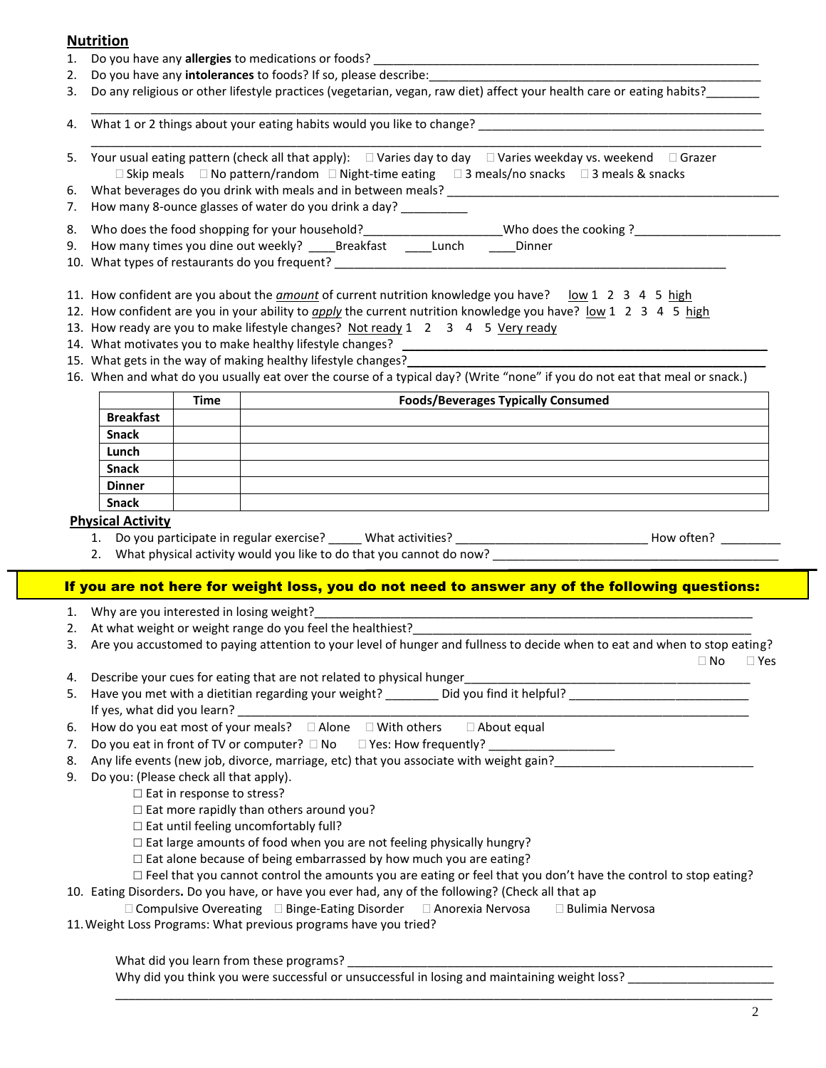## Nutrition

1. Do you have any **allergies** to medications or foods? ___________________________________________________________
2. Do you have any **intolerances** to foods? If so, please describe:_____________________________________________________
3. Do any religious or other lifestyle practices (vegetarian, vegan, raw diet) affect your health care or eating habits?________ _____________________________________________________________________________________________________
4. What 1 or 2 things about your eating habits would you like to change? ____________________________________________ _____________________________________________________________________________________________________
5. Your usual eating pattern (check all that apply): ☐ Varies day to day ☐ Varies weekday vs. weekend ☐ Grazer ☐ Skip meals ☐ No pattern/random ☐ Night-time eating ☐ 3 meals/no snacks ☐ 3 meals & snacks
6. What beverages do you drink with meals and in between meals? ________________________________________________
7. How many 8-ounce glasses of water do you drink a day? __________
8. Who does the food shopping for your household?____________________Who does the cooking ?______________________
9. How many times you dine out weekly? ____Breakfast ____Lunch ____Dinner
10. What types of restaurants do you frequent? ___________________________________________________________
11. How confident are you about the ***amount*** of current nutrition knowledge you have? low 1 2 3 4 5 high
12. How confident are you in your ability to ***apply*** the current nutrition knowledge you have? low 1 2 3 4 5 high
13. How ready are you to make lifestyle changes? Not ready 1 2 3 4 5 Very ready
14. What motivates you to make healthy lifestyle changes? ______________________________________________________
15. What gets in the way of making healthy lifestyle changes?____________________________________________________
16. When and what do you usually eat over the course of a typical day? (Write "none" if you do not eat that meal or snack.)

| | Time | Foods/Beverages Typically Consumed |
|---|---|---|
| **Breakfast** | | |
| **Snack** | | |
| **Lunch** | | |
| **Snack** | | |
| **Dinner** | | |
| **Snack** | | |

## Physical Activity

1. Do you participate in regular exercise? _____ What activities? ____________________________ How often? _________
2. What physical activity would you like to do that you cannot do now? _____________________________________________

**If you are not here for weight loss, you do not need to answer any of the following questions:**

1. Why are you interested in losing weight?_________________________________________________________________
2. At what weight or weight range do you feel the healthiest?____________________________________________________
3. Are you accustomed to paying attention to your level of hunger and fullness to decide when to eat and when to stop eating? ☐ No ☐ Yes
4. Describe your cues for eating that are not related to physical hunger____________________________________________
5. Have you met with a dietitian regarding your weight? ________ Did you find it helpful? __________________________ If yes, what did you learn? _____________________________________________________________________________
6. How do you eat most of your meals? ☐ Alone ☐ With others ☐ About equal
7. Do you eat in front of TV or computer? ☐ No ☐ Yes: How frequently? ___________________
8. Any life events (new job, divorce, marriage, etc) that you associate with weight gain?_____________________________
9. Do you: (Please check all that apply).
   - ☐ Eat in response to stress?
   - ☐ Eat more rapidly than others around you?
   - ☐ Eat until feeling uncomfortably full?
   - ☐ Eat large amounts of food when you are not feeling physically hungry?
   - ☐ Eat alone because of being embarrassed by how much you are eating?
   - ☐ Feel that you cannot control the amounts you are eating or feel that you don't have the control to stop eating?
10. Eating Disorders**.** Do you have, or have you ever had, any of the following? (Check all that ap
    ☐ Compulsive Overeating ☐ Binge-Eating Disorder ☐ Anorexia Nervosa ☐ Bulimia Nervosa
11. Weight Loss Programs: What previous programs have you tried?

    What did you learn from these programs? _______________________________________________________________
    Why did you think you were successful or unsuccessful in losing and maintaining weight loss? _____________________ _____________________________________________________________________________________________________